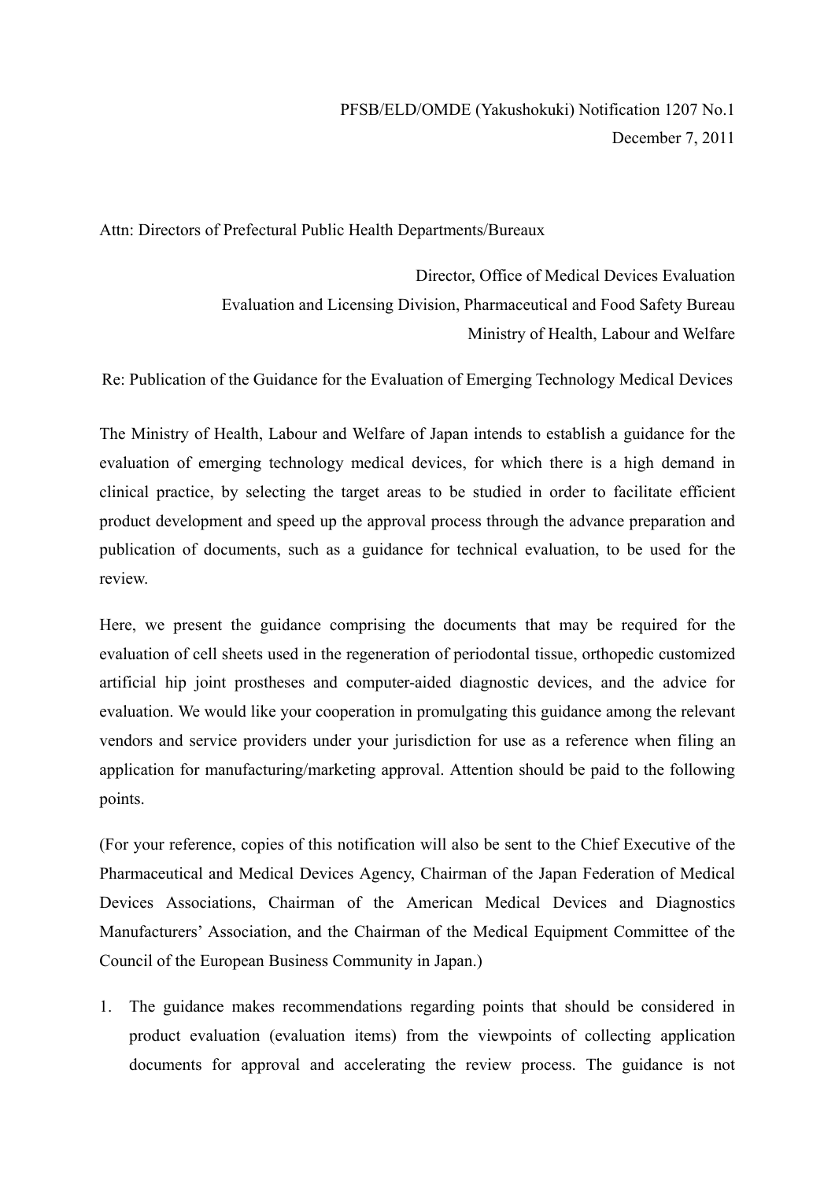PFSB/ELD/OMDE (Yakushokuki) Notification 1207 No.1

December 7, 2011

Attn: Directors of Prefectural Public Health Departments/Bureaux

Director, Office of Medical Devices Evaluation

Evaluation and Licensing Division, Pharmaceutical and Food Safety Bureau

Ministry of Health, Labour and Welfare

Re: Publication of the Guidance for the Evaluation of Emerging Technology Medical Devices

The Ministry of Health, Labour and Welfare of Japan intends to establish a guidance for the evaluation of emerging technology medical devices, for which there is a high demand in clinical practice, by selecting the target areas to be studied in order to facilitate efficient product development and speed up the approval process through the advance preparation and publication of documents, such as a guidance for technical evaluation, to be used for the review.

Here, we present the guidance comprising the documents that may be required for the evaluation of cell sheets used in the regeneration of periodontal tissue, orthopedic customized artificial hip joint prostheses and computer-aided diagnostic devices, and the advice for evaluation. We would like your cooperation in promulgating this guidance among the relevant vendors and service providers under your jurisdiction for use as a reference when filing an application for manufacturing/marketing approval. Attention should be paid to the following points.

(For your reference, copies of this notification will also be sent to the Chief Executive of the Pharmaceutical and Medical Devices Agency, Chairman of the Japan Federation of Medical Devices Associations, Chairman of the American Medical Devices and Diagnostics Manufacturers' Association, and the Chairman of the Medical Equipment Committee of the Council of the European Business Community in Japan.)

1. The guidance makes recommendations regarding points that should be considered in product evaluation (evaluation items) from the viewpoints of collecting application documents for approval and accelerating the review process. The guidance is not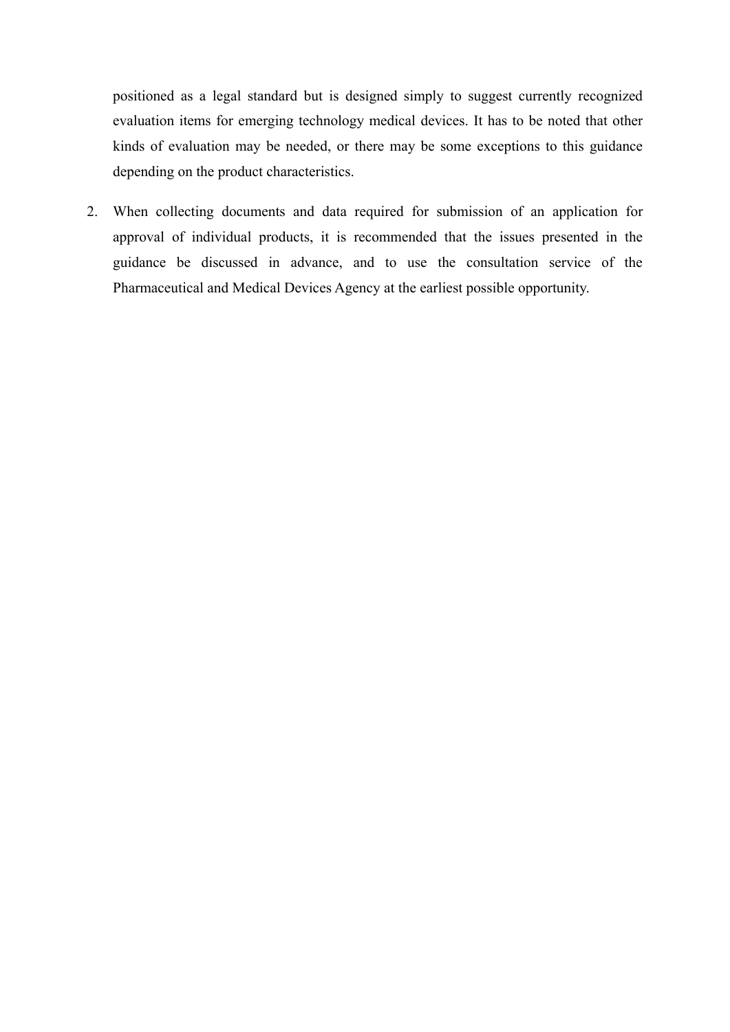positioned as a legal standard but is designed simply to suggest currently recognized evaluation items for emerging technology medical devices. It has to be noted that other kinds of evaluation may be needed, or there may be some exceptions to this guidance depending on the product characteristics.

2. When collecting documents and data required for submission of an application for approval of individual products, it is recommended that the issues presented in the guidance be discussed in advance, and to use the consultation service of the Pharmaceutical and Medical Devices Agency at the earliest possible opportunity.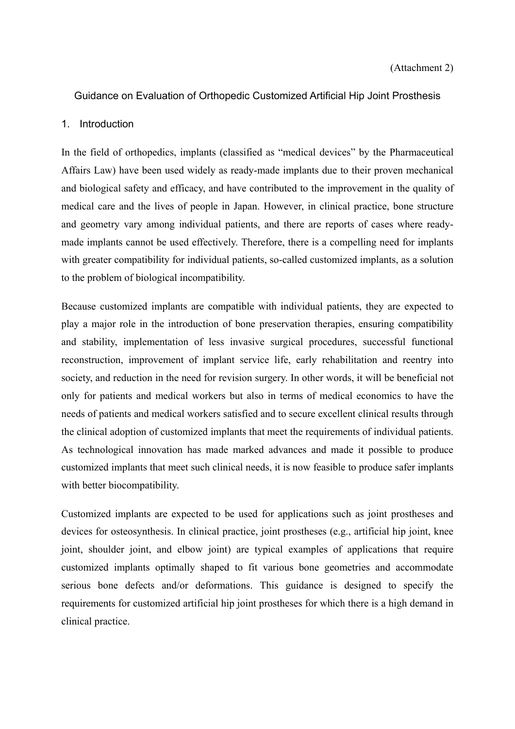(Attachment 2)

# Guidance on Evaluation of Orthopedic Customized Artificial Hip Joint Prosthesis

## 1. Introduction

In the field of orthopedics, implants (classified as "medical devices" by the Pharmaceutical Affairs Law) have been used widely as ready-made implants due to their proven mechanical and biological safety and efficacy, and have contributed to the improvement in the quality of medical care and the lives of people in Japan. However, in clinical practice, bone structure and geometry vary among individual patients, and there are reports of cases where ready-made implants cannot be used effectively. Therefore, there is a compelling need for implants with greater compatibility for individual patients, so-called customized implants, as a solution to the problem of biological incompatibility.

Because customized implants are compatible with individual patients, they are expected to play a major role in the introduction of bone preservation therapies, ensuring compatibility and stability, implementation of less invasive surgical procedures, successful functional reconstruction, improvement of implant service life, early rehabilitation and reentry into society, and reduction in the need for revision surgery. In other words, it will be beneficial not only for patients and medical workers but also in terms of medical economics to have the needs of patients and medical workers satisfied and to secure excellent clinical results through the clinical adoption of customized implants that meet the requirements of individual patients. As technological innovation has made marked advances and made it possible to produce customized implants that meet such clinical needs, it is now feasible to produce safer implants with better biocompatibility.

Customized implants are expected to be used for applications such as joint prostheses and devices for osteosynthesis. In clinical practice, joint prostheses (e.g., artificial hip joint, knee joint, shoulder joint, and elbow joint) are typical examples of applications that require customized implants optimally shaped to fit various bone geometries and accommodate serious bone defects and/or deformations. This guidance is designed to specify the requirements for customized artificial hip joint prostheses for which there is a high demand in clinical practice.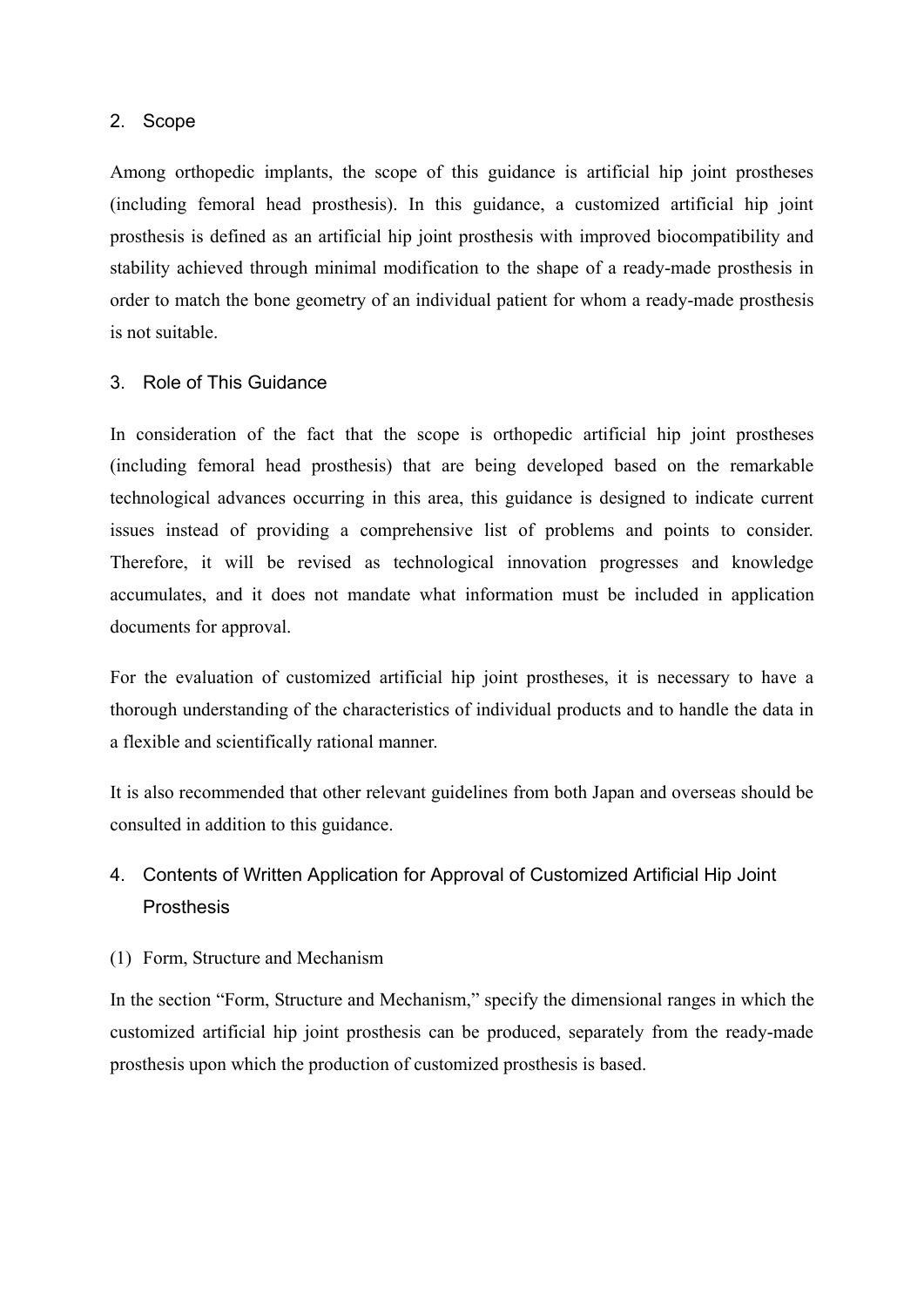## 2. Scope

Among orthopedic implants, the scope of this guidance is artificial hip joint prostheses (including femoral head prosthesis). In this guidance, a customized artificial hip joint prosthesis is defined as an artificial hip joint prosthesis with improved biocompatibility and stability achieved through minimal modification to the shape of a ready-made prosthesis in order to match the bone geometry of an individual patient for whom a ready-made prosthesis is not suitable.

## 3. Role of This Guidance

In consideration of the fact that the scope is orthopedic artificial hip joint prostheses (including femoral head prosthesis) that are being developed based on the remarkable technological advances occurring in this area, this guidance is designed to indicate current issues instead of providing a comprehensive list of problems and points to consider. Therefore, it will be revised as technological innovation progresses and knowledge accumulates, and it does not mandate what information must be included in application documents for approval.

For the evaluation of customized artificial hip joint prostheses, it is necessary to have a thorough understanding of the characteristics of individual products and to handle the data in a flexible and scientifically rational manner.

It is also recommended that other relevant guidelines from both Japan and overseas should be consulted in addition to this guidance.

## 4. Contents of Written Application for Approval of Customized Artificial Hip Joint Prosthesis

### (1) Form, Structure and Mechanism

In the section "Form, Structure and Mechanism," specify the dimensional ranges in which the customized artificial hip joint prosthesis can be produced, separately from the ready-made prosthesis upon which the production of customized prosthesis is based.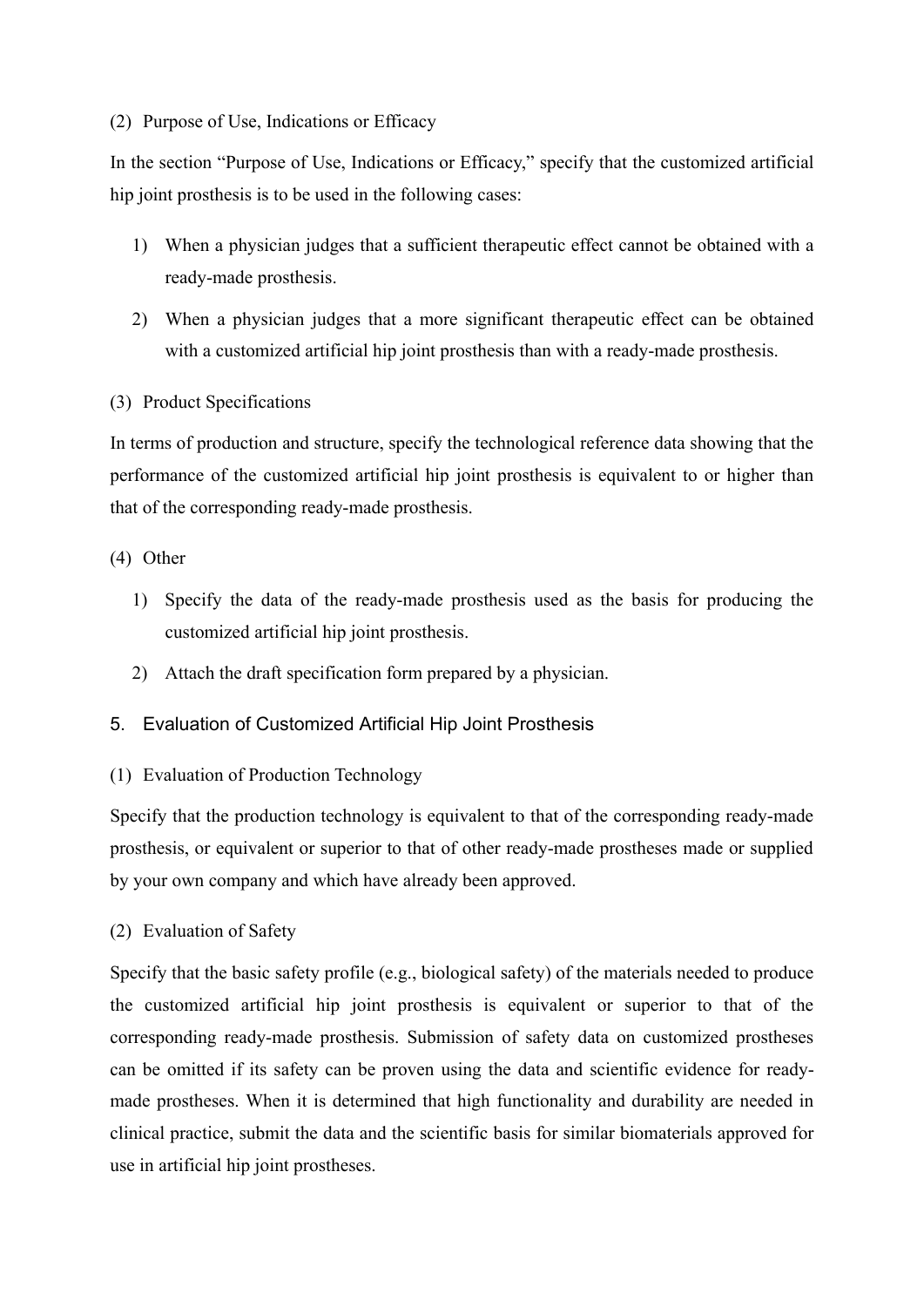(2) Purpose of Use, Indications or Efficacy

In the section "Purpose of Use, Indications or Efficacy," specify that the customized artificial hip joint prosthesis is to be used in the following cases:

1) When a physician judges that a sufficient therapeutic effect cannot be obtained with a ready-made prosthesis.
2) When a physician judges that a more significant therapeutic effect can be obtained with a customized artificial hip joint prosthesis than with a ready-made prosthesis.

(3) Product Specifications

In terms of production and structure, specify the technological reference data showing that the performance of the customized artificial hip joint prosthesis is equivalent to or higher than that of the corresponding ready-made prosthesis.

(4) Other

1) Specify the data of the ready-made prosthesis used as the basis for producing the customized artificial hip joint prosthesis.
2) Attach the draft specification form prepared by a physician.

## 5. Evaluation of Customized Artificial Hip Joint Prosthesis

(1) Evaluation of Production Technology

Specify that the production technology is equivalent to that of the corresponding ready-made prosthesis, or equivalent or superior to that of other ready-made prostheses made or supplied by your own company and which have already been approved.

(2) Evaluation of Safety

Specify that the basic safety profile (e.g., biological safety) of the materials needed to produce the customized artificial hip joint prosthesis is equivalent or superior to that of the corresponding ready-made prosthesis. Submission of safety data on customized prostheses can be omitted if its safety can be proven using the data and scientific evidence for ready-made prostheses. When it is determined that high functionality and durability are needed in clinical practice, submit the data and the scientific basis for similar biomaterials approved for use in artificial hip joint prostheses.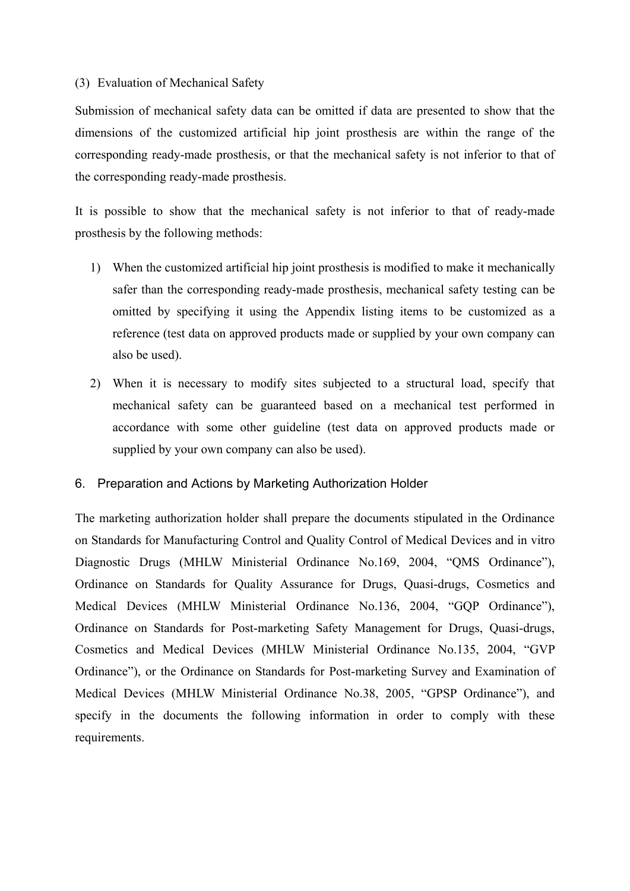### (3) Evaluation of Mechanical Safety

Submission of mechanical safety data can be omitted if data are presented to show that the dimensions of the customized artificial hip joint prosthesis are within the range of the corresponding ready-made prosthesis, or that the mechanical safety is not inferior to that of the corresponding ready-made prosthesis.

It is possible to show that the mechanical safety is not inferior to that of ready-made prosthesis by the following methods:

1) When the customized artificial hip joint prosthesis is modified to make it mechanically safer than the corresponding ready-made prosthesis, mechanical safety testing can be omitted by specifying it using the Appendix listing items to be customized as a reference (test data on approved products made or supplied by your own company can also be used).
2) When it is necessary to modify sites subjected to a structural load, specify that mechanical safety can be guaranteed based on a mechanical test performed in accordance with some other guideline (test data on approved products made or supplied by your own company can also be used).

## 6. Preparation and Actions by Marketing Authorization Holder

The marketing authorization holder shall prepare the documents stipulated in the Ordinance on Standards for Manufacturing Control and Quality Control of Medical Devices and in vitro Diagnostic Drugs (MHLW Ministerial Ordinance No.169, 2004, "QMS Ordinance"), Ordinance on Standards for Quality Assurance for Drugs, Quasi-drugs, Cosmetics and Medical Devices (MHLW Ministerial Ordinance No.136, 2004, "GQP Ordinance"), Ordinance on Standards for Post-marketing Safety Management for Drugs, Quasi-drugs, Cosmetics and Medical Devices (MHLW Ministerial Ordinance No.135, 2004, "GVP Ordinance"), or the Ordinance on Standards for Post-marketing Survey and Examination of Medical Devices (MHLW Ministerial Ordinance No.38, 2005, "GPSP Ordinance"), and specify in the documents the following information in order to comply with these requirements.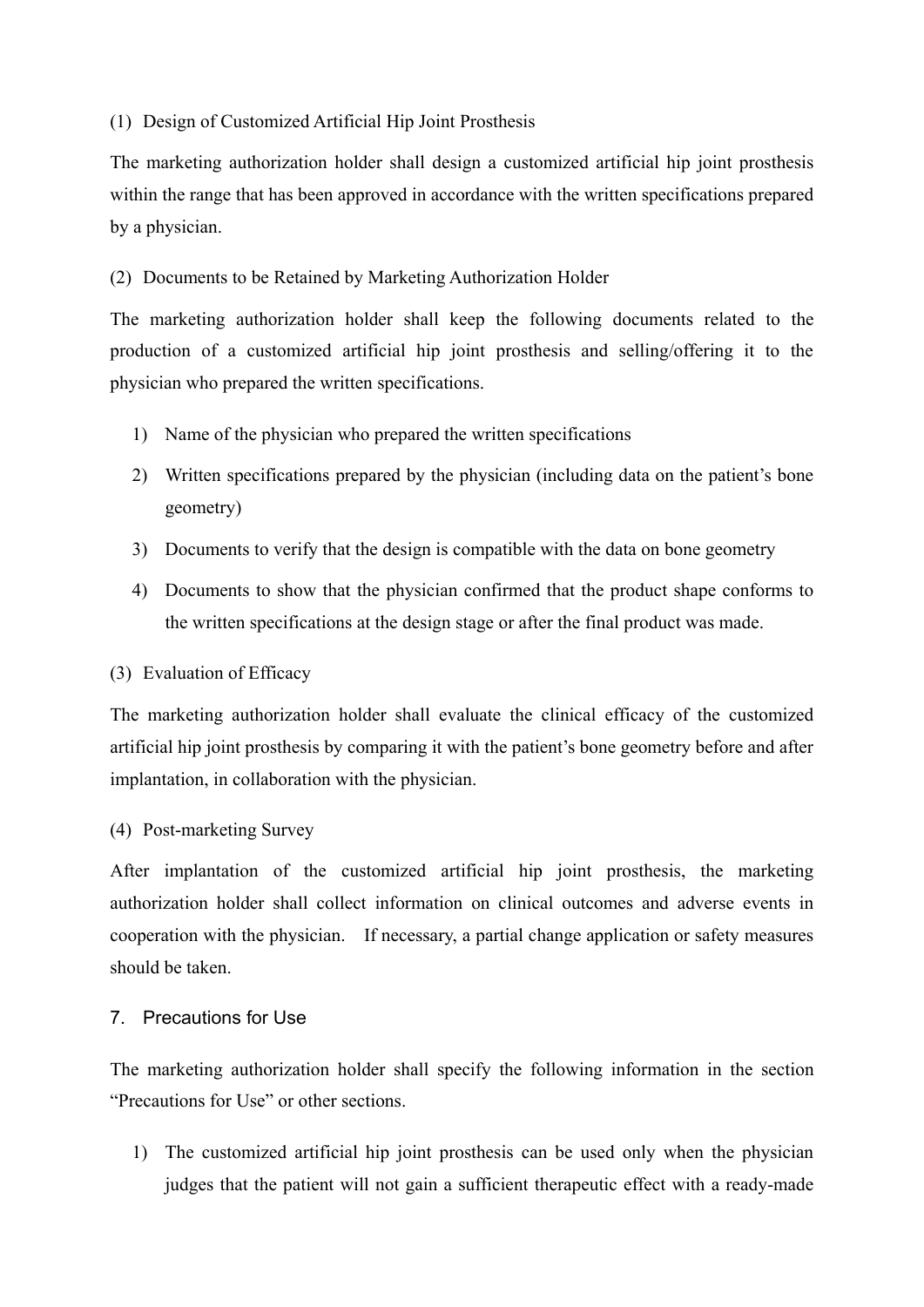(1) Design of Customized Artificial Hip Joint Prosthesis

The marketing authorization holder shall design a customized artificial hip joint prosthesis within the range that has been approved in accordance with the written specifications prepared by a physician.

(2) Documents to be Retained by Marketing Authorization Holder

The marketing authorization holder shall keep the following documents related to the production of a customized artificial hip joint prosthesis and selling/offering it to the physician who prepared the written specifications.

1) Name of the physician who prepared the written specifications
2) Written specifications prepared by the physician (including data on the patient's bone geometry)
3) Documents to verify that the design is compatible with the data on bone geometry
4) Documents to show that the physician confirmed that the product shape conforms to the written specifications at the design stage or after the final product was made.

(3) Evaluation of Efficacy

The marketing authorization holder shall evaluate the clinical efficacy of the customized artificial hip joint prosthesis by comparing it with the patient's bone geometry before and after implantation, in collaboration with the physician.

(4) Post-marketing Survey

After implantation of the customized artificial hip joint prosthesis, the marketing authorization holder shall collect information on clinical outcomes and adverse events in cooperation with the physician. If necessary, a partial change application or safety measures should be taken.

## 7. Precautions for Use

The marketing authorization holder shall specify the following information in the section "Precautions for Use" or other sections.

1) The customized artificial hip joint prosthesis can be used only when the physician judges that the patient will not gain a sufficient therapeutic effect with a ready-made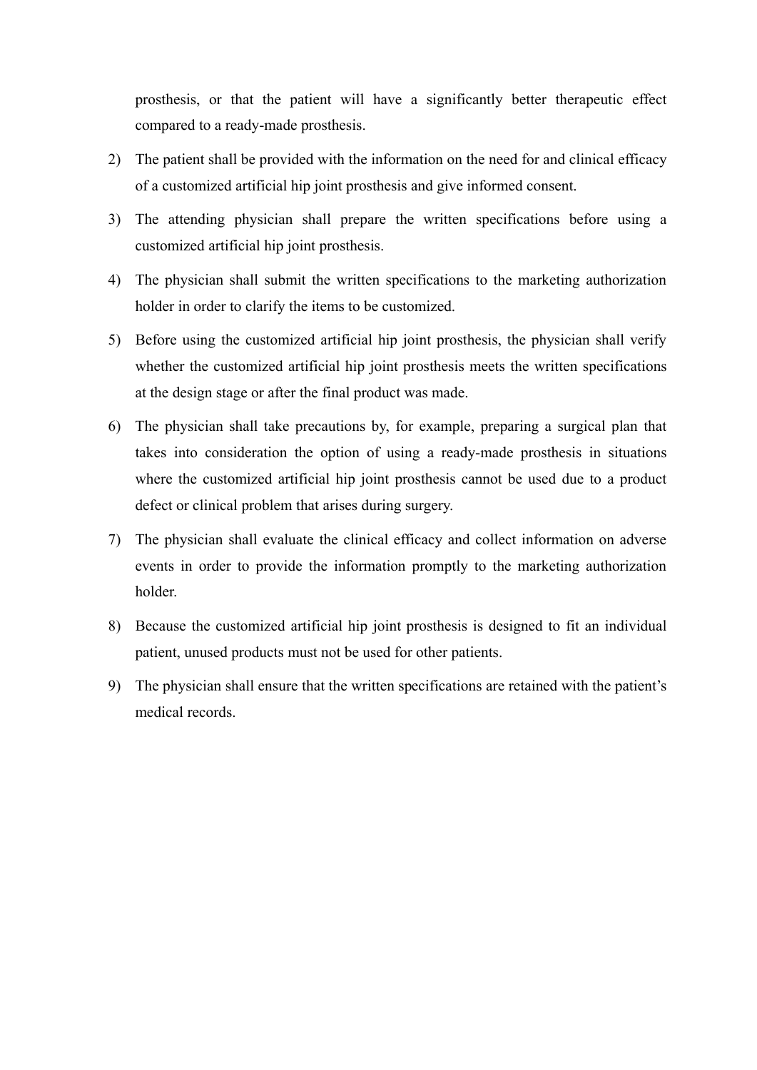prosthesis, or that the patient will have a significantly better therapeutic effect compared to a ready-made prosthesis.

2) The patient shall be provided with the information on the need for and clinical efficacy of a customized artificial hip joint prosthesis and give informed consent.
3) The attending physician shall prepare the written specifications before using a customized artificial hip joint prosthesis.
4) The physician shall submit the written specifications to the marketing authorization holder in order to clarify the items to be customized.
5) Before using the customized artificial hip joint prosthesis, the physician shall verify whether the customized artificial hip joint prosthesis meets the written specifications at the design stage or after the final product was made.
6) The physician shall take precautions by, for example, preparing a surgical plan that takes into consideration the option of using a ready-made prosthesis in situations where the customized artificial hip joint prosthesis cannot be used due to a product defect or clinical problem that arises during surgery.
7) The physician shall evaluate the clinical efficacy and collect information on adverse events in order to provide the information promptly to the marketing authorization holder.
8) Because the customized artificial hip joint prosthesis is designed to fit an individual patient, unused products must not be used for other patients.
9) The physician shall ensure that the written specifications are retained with the patient's medical records.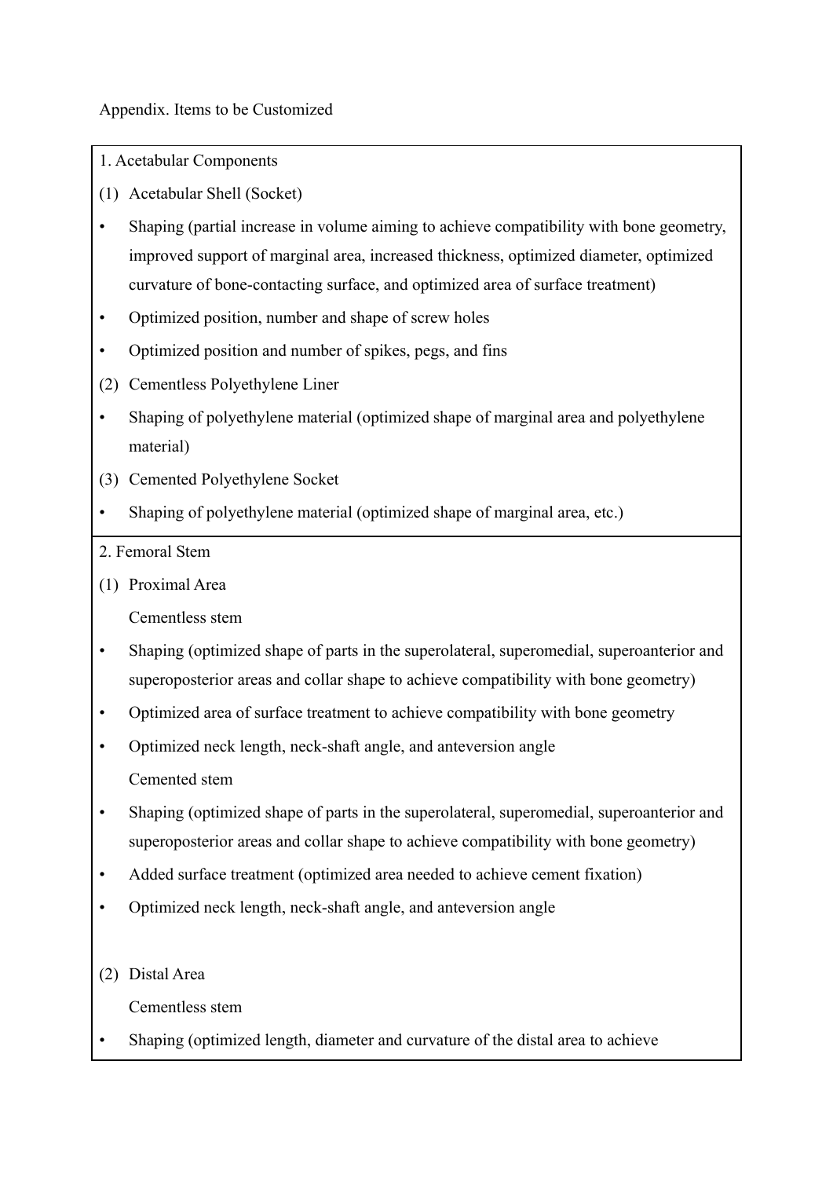Appendix. Items to be Customized

1. Acetabular Components

(1) Acetabular Shell (Socket)

- Shaping (partial increase in volume aiming to achieve compatibility with bone geometry, improved support of marginal area, increased thickness, optimized diameter, optimized curvature of bone-contacting surface, and optimized area of surface treatment)
- Optimized position, number and shape of screw holes
- Optimized position and number of spikes, pegs, and fins

(2) Cementless Polyethylene Liner

- Shaping of polyethylene material (optimized shape of marginal area and polyethylene material)

(3) Cemented Polyethylene Socket

- Shaping of polyethylene material (optimized shape of marginal area, etc.)

2. Femoral Stem

(1) Proximal Area

Cementless stem

- Shaping (optimized shape of parts in the superolateral, superomedial, superoanterior and superoposterior areas and collar shape to achieve compatibility with bone geometry)
- Optimized area of surface treatment to achieve compatibility with bone geometry
- Optimized neck length, neck-shaft angle, and anteversion angle

Cemented stem

- Shaping (optimized shape of parts in the superolateral, superomedial, superoanterior and superoposterior areas and collar shape to achieve compatibility with bone geometry)
- Added surface treatment (optimized area needed to achieve cement fixation)
- Optimized neck length, neck-shaft angle, and anteversion angle

(2) Distal Area

Cementless stem

- Shaping (optimized length, diameter and curvature of the distal area to achieve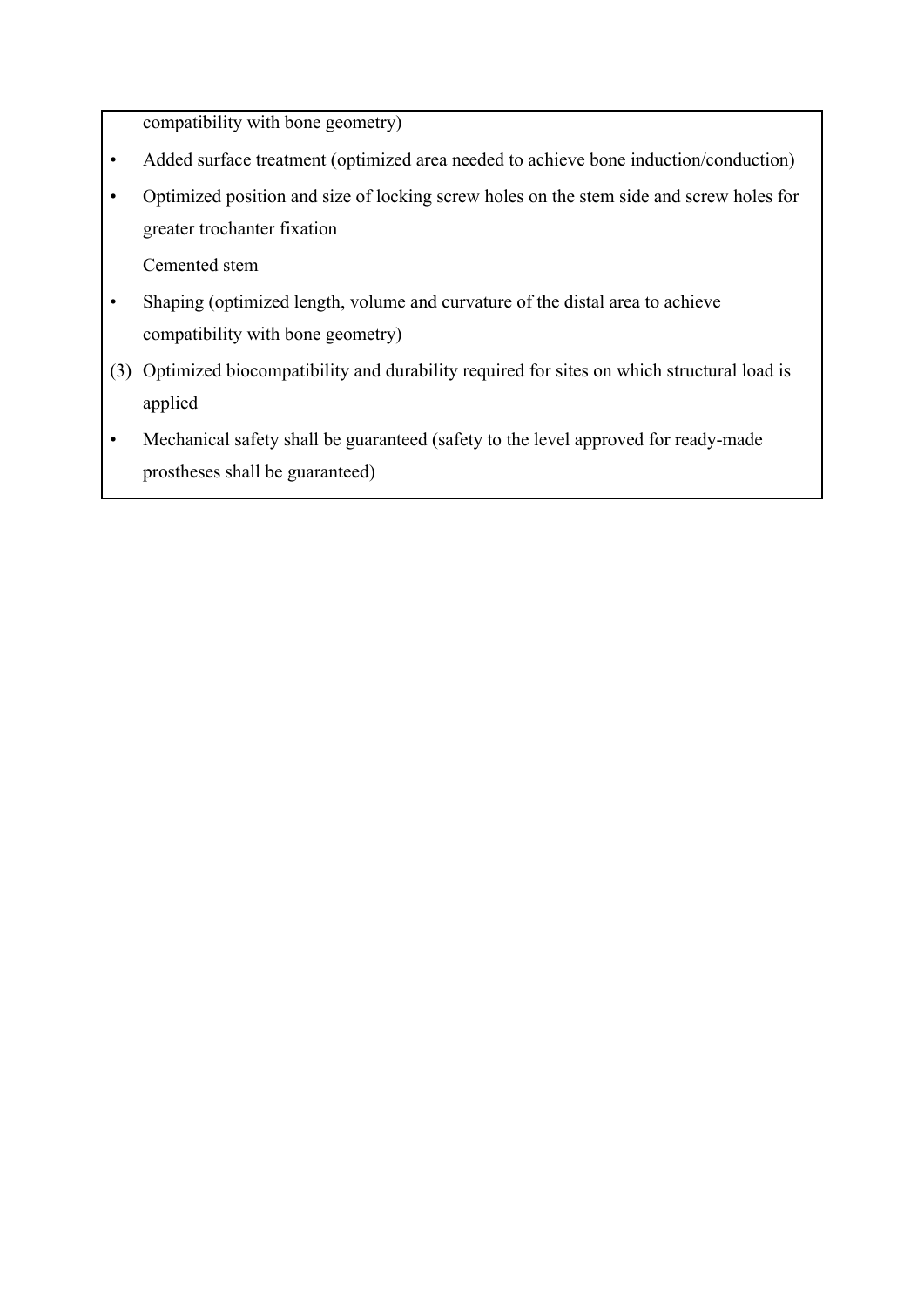compatibility with bone geometry)

- Added surface treatment (optimized area needed to achieve bone induction/conduction)
- Optimized position and size of locking screw holes on the stem side and screw holes for greater trochanter fixation

Cemented stem

- Shaping (optimized length, volume and curvature of the distal area to achieve compatibility with bone geometry)

(3) Optimized biocompatibility and durability required for sites on which structural load is applied

- Mechanical safety shall be guaranteed (safety to the level approved for ready-made prostheses shall be guaranteed)